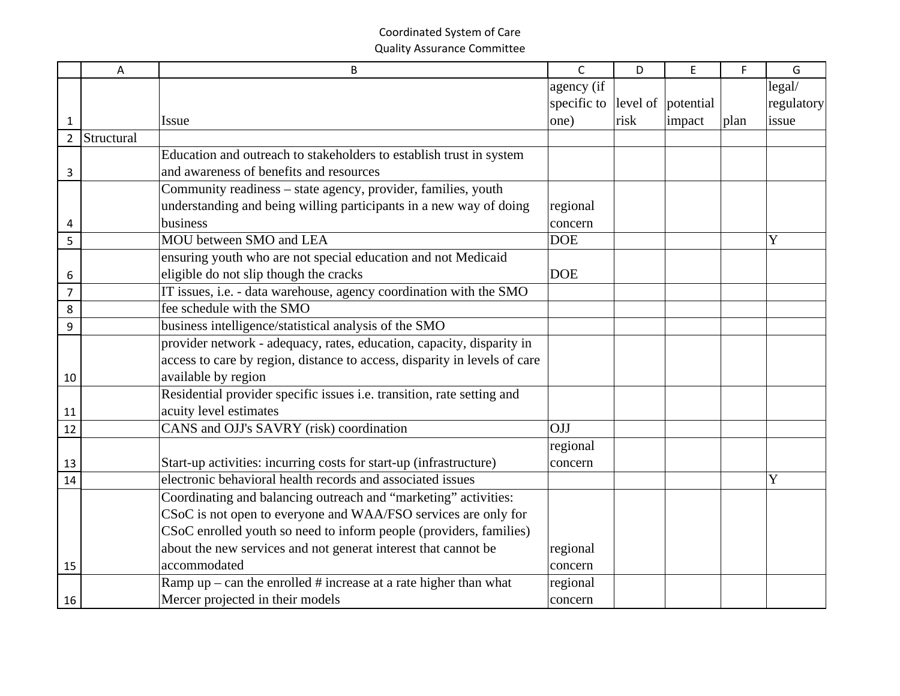Coordinated System of Care

Quality Assurance Committee

| | A | B | C | D | E | F | G |
|---|---|---|---|---|---|---|---|
| 1 | | Issue | agency (if specific to one) | level of risk | potential impact | plan | legal/ regulatory issue |
| 2 | Structural | | | | | | |
| 3 | | Education and outreach to stakeholders to establish trust in system and awareness of benefits and resources | | | | | |
| 4 | | Community readiness – state agency, provider, families, youth understanding and being willing participants in a new way of doing business | regional concern | | | | |
| 5 | | MOU between SMO and LEA | DOE | | | | Y |
| 6 | | ensuring youth who are not special education and not Medicaid eligible do not slip though the cracks | DOE | | | | |
| 7 | | IT issues, i.e. - data warehouse, agency coordination with the SMO | | | | | |
| 8 | | fee schedule with the SMO | | | | | |
| 9 | | business intelligence/statistical analysis of the SMO | | | | | |
| 10 | | provider network - adequacy, rates, education, capacity, disparity in access to care by region, distance to access, disparity in levels of care available by region | | | | | |
| 11 | | Residential provider specific issues i.e. transition, rate setting and acuity level estimates | | | | | |
| 12 | | CANS and OJJ's SAVRY (risk) coordination | OJJ | | | | |
| 13 | | Start-up activities: incurring costs for start-up (infrastructure) | regional concern | | | | |
| 14 | | electronic behavioral health records and associated issues | | | | | Y |
| 15 | | Coordinating and balancing outreach and "marketing" activities: CSoC is not open to everyone and WAA/FSO services are only for CSoC enrolled youth so need to inform people (providers, families) about the new services and not generat interest that cannot be accommodated | regional concern | | | | |
| 16 | | Ramp up – can the enrolled # increase at a rate higher than what Mercer projected in their models | regional concern | | | | |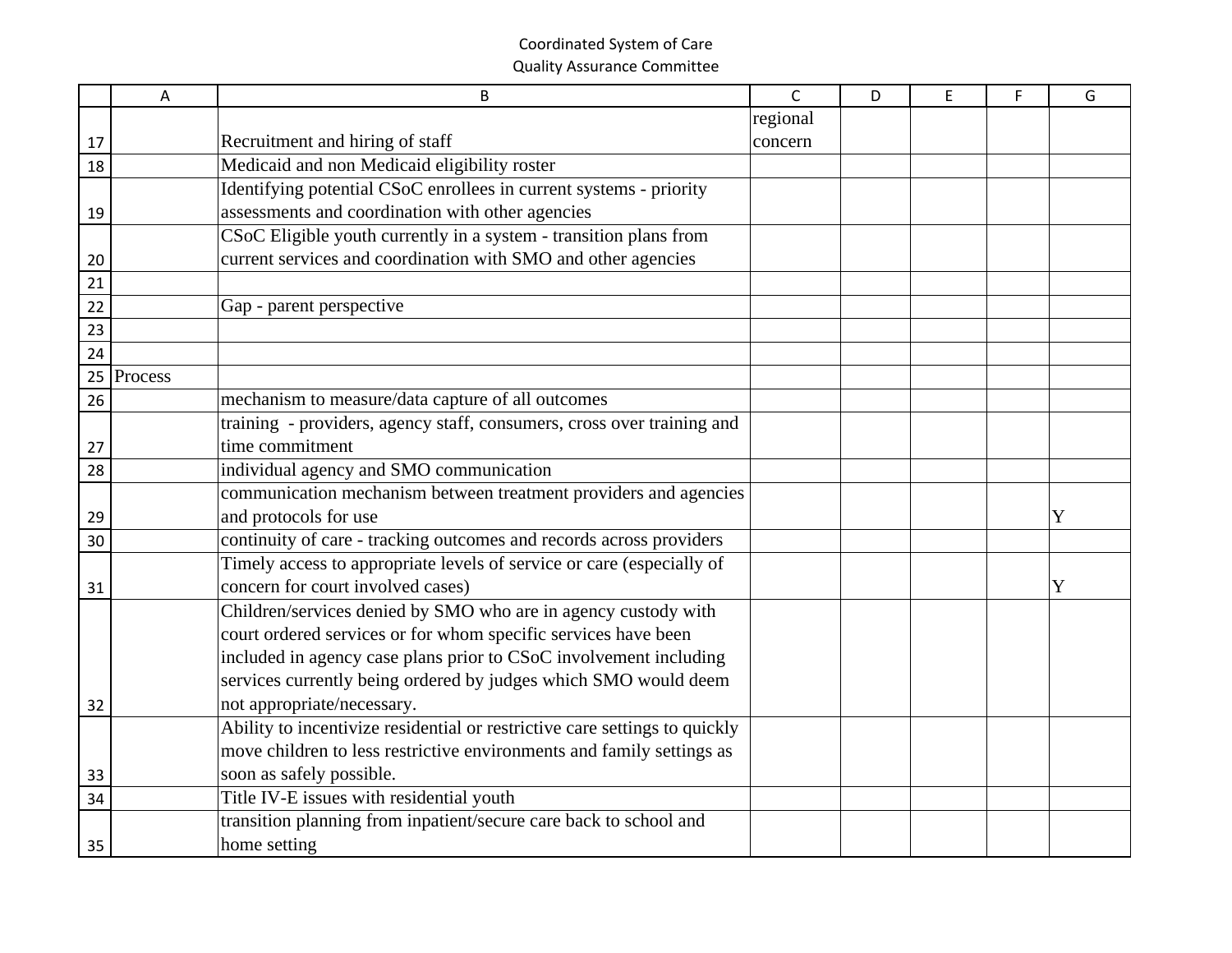Coordinated System of Care

Quality Assurance Committee

|  | A | B | C | D | E | F | G |
|---|---|---|---|---|---|---|---|
| 17 |  | Recruitment and hiring of staff | regional concern |  |  |  |  |
| 18 |  | Medicaid and non Medicaid eligibility roster |  |  |  |  |  |
| 19 |  | Identifying potential CSoC enrollees in current systems - priority assessments and coordination with other agencies |  |  |  |  |  |
| 20 |  | CSoC Eligible youth currently in a system - transition plans from current services and coordination with SMO and other agencies |  |  |  |  |  |
| 21 |  |  |  |  |  |  |  |
| 22 |  | Gap - parent perspective |  |  |  |  |  |
| 23 |  |  |  |  |  |  |  |
| 24 |  |  |  |  |  |  |  |
| 25 | Process |  |  |  |  |  |  |
| 26 |  | mechanism to measure/data capture of all outcomes |  |  |  |  |  |
| 27 |  | training - providers, agency staff, consumers, cross over training and time commitment |  |  |  |  |  |
| 28 |  | individual agency and SMO communication |  |  |  |  |  |
| 29 |  | communication mechanism between treatment providers and agencies and protocols for use |  |  |  |  | Y |
| 30 |  | continuity of care - tracking outcomes and records across providers |  |  |  |  |  |
| 31 |  | Timely access to appropriate levels of service or care (especially of concern for court involved cases) |  |  |  |  | Y |
| 32 |  | Children/services denied by SMO who are in agency custody with court ordered services or for whom specific services have been included in agency case plans prior to CSoC involvement including services currently being ordered by judges which SMO would deem not appropriate/necessary. |  |  |  |  |  |
| 33 |  | Ability to incentivize residential or restrictive care settings to quickly move children to less restrictive environments and family settings as soon as safely possible. |  |  |  |  |  |
| 34 |  | Title IV-E issues with residential youth |  |  |  |  |  |
| 35 |  | transition planning from inpatient/secure care back to school and home setting |  |  |  |  |  |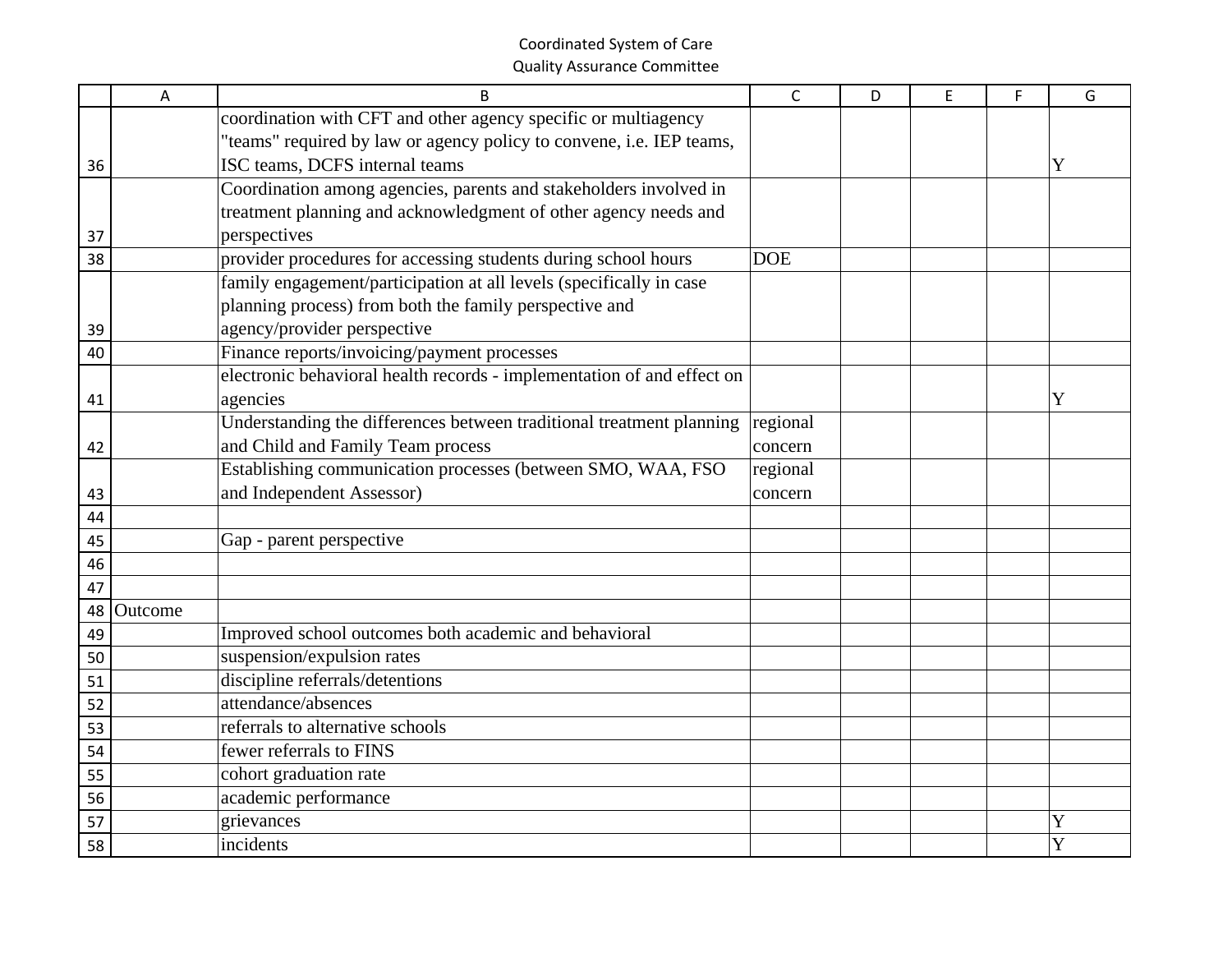Coordinated System of Care
Quality Assurance Committee

| | A | B | C | D | E | F | G |
|---|---|---|---|---|---|---|---|
| 36 | | coordination with CFT and other agency specific or multiagency "teams" required by law or agency policy to convene, i.e. IEP teams, ISC teams, DCFS internal teams | | | | | Y |
| 37 | | Coordination among agencies, parents and stakeholders involved in treatment planning and acknowledgment of other agency needs and perspectives | | | | | |
| 38 | | provider procedures for accessing students during school hours | DOE | | | | |
| 39 | | family engagement/participation at all levels (specifically in case planning process) from both the family perspective and agency/provider perspective | | | | | |
| 40 | | Finance reports/invoicing/payment processes | | | | | |
| 41 | | electronic behavioral health records - implementation of and effect on agencies | | | | | Y |
| 42 | | Understanding the differences between traditional treatment planning and Child and Family Team process | regional concern | | | | |
| 43 | | Establishing communication processes (between SMO, WAA, FSO and Independent Assessor) | regional concern | | | | |
| 44 | | | | | | | |
| 45 | | Gap - parent perspective | | | | | |
| 46 | | | | | | | |
| 47 | | | | | | | |
| 48 | Outcome | | | | | | |
| 49 | | Improved school outcomes both academic and behavioral | | | | | |
| 50 | | suspension/expulsion rates | | | | | |
| 51 | | discipline referrals/detentions | | | | | |
| 52 | | attendance/absences | | | | | |
| 53 | | referrals to alternative schools | | | | | |
| 54 | | fewer referrals to FINS | | | | | |
| 55 | | cohort graduation rate | | | | | |
| 56 | | academic performance | | | | | |
| 57 | | grievances | | | | | Y |
| 58 | | incidents | | | | | Y |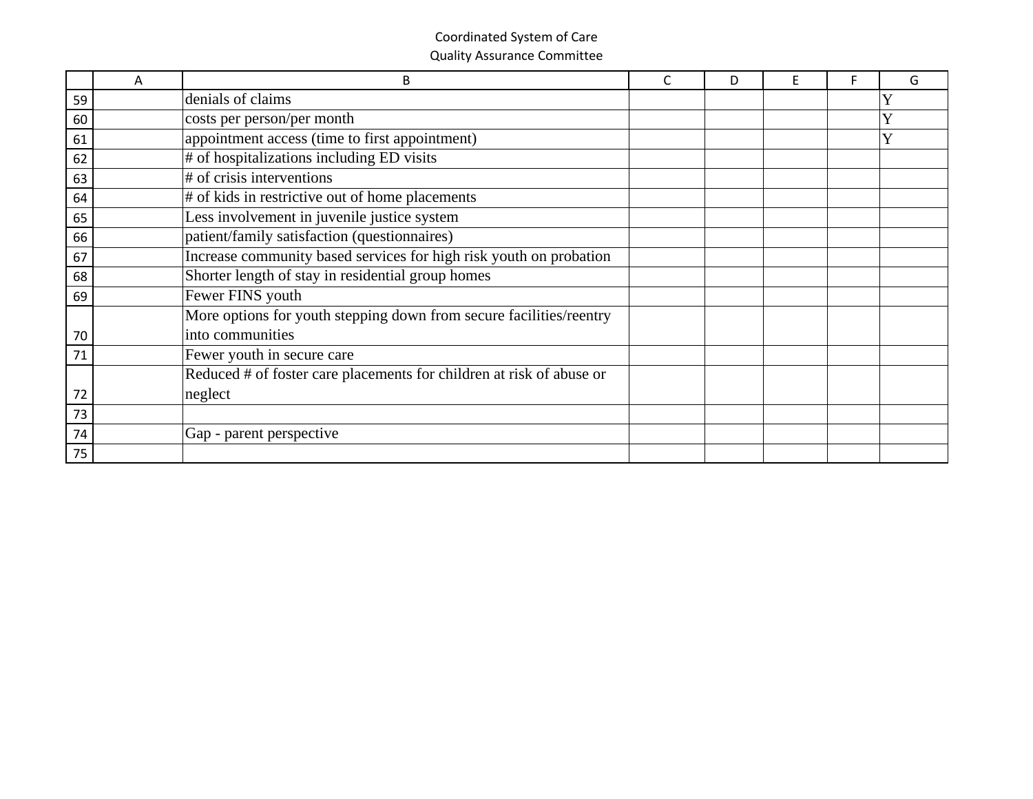Coordinated System of Care

Quality Assurance Committee

| | A | B | C | D | E | F | G |
|---|---|---|---|---|---|---|---|
| 59 | | denials of claims | | | | | Y |
| 60 | | costs per person/per month | | | | | Y |
| 61 | | appointment access (time to first appointment) | | | | | Y |
| 62 | | # of hospitalizations including ED visits | | | | | |
| 63 | | # of crisis interventions | | | | | |
| 64 | | # of kids in restrictive out of home placements | | | | | |
| 65 | | Less involvement in juvenile justice system | | | | | |
| 66 | | patient/family satisfaction (questionnaires) | | | | | |
| 67 | | Increase community based services for high risk youth on probation | | | | | |
| 68 | | Shorter length of stay in residential group homes | | | | | |
| 69 | | Fewer FINS youth | | | | | |
| 70 | | More options for youth stepping down from secure facilities/reentry into communities | | | | | |
| 71 | | Fewer youth in secure care | | | | | |
| 72 | | Reduced # of foster care placements for children at risk of abuse or neglect | | | | | |
| 73 | | | | | | | |
| 74 | | Gap - parent perspective | | | | | |
| 75 | | | | | | | |